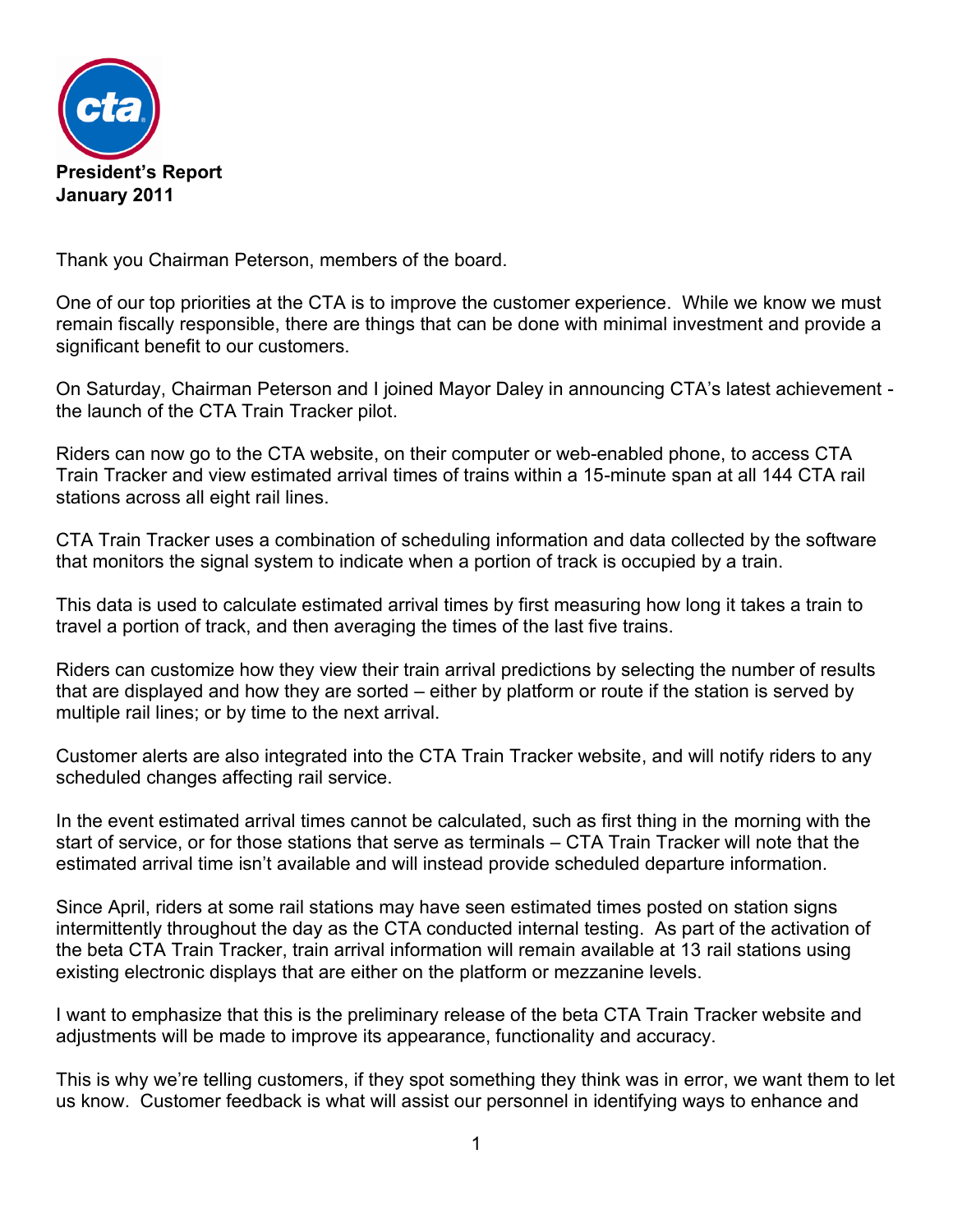**President's Report**
**January 2011**

Thank you Chairman Peterson, members of the board.

One of our top priorities at the CTA is to improve the customer experience. While we know we must remain fiscally responsible, there are things that can be done with minimal investment and provide a significant benefit to our customers.

On Saturday, Chairman Peterson and I joined Mayor Daley in announcing CTA's latest achievement - the launch of the CTA Train Tracker pilot.

Riders can now go to the CTA website, on their computer or web-enabled phone, to access CTA Train Tracker and view estimated arrival times of trains within a 15-minute span at all 144 CTA rail stations across all eight rail lines.

CTA Train Tracker uses a combination of scheduling information and data collected by the software that monitors the signal system to indicate when a portion of track is occupied by a train.

This data is used to calculate estimated arrival times by first measuring how long it takes a train to travel a portion of track, and then averaging the times of the last five trains.

Riders can customize how they view their train arrival predictions by selecting the number of results that are displayed and how they are sorted – either by platform or route if the station is served by multiple rail lines; or by time to the next arrival.

Customer alerts are also integrated into the CTA Train Tracker website, and will notify riders to any scheduled changes affecting rail service.

In the event estimated arrival times cannot be calculated, such as first thing in the morning with the start of service, or for those stations that serve as terminals – CTA Train Tracker will note that the estimated arrival time isn't available and will instead provide scheduled departure information.

Since April, riders at some rail stations may have seen estimated times posted on station signs intermittently throughout the day as the CTA conducted internal testing. As part of the activation of the beta CTA Train Tracker, train arrival information will remain available at 13 rail stations using existing electronic displays that are either on the platform or mezzanine levels.

I want to emphasize that this is the preliminary release of the beta CTA Train Tracker website and adjustments will be made to improve its appearance, functionality and accuracy.

This is why we're telling customers, if they spot something they think was in error, we want them to let us know. Customer feedback is what will assist our personnel in identifying ways to enhance and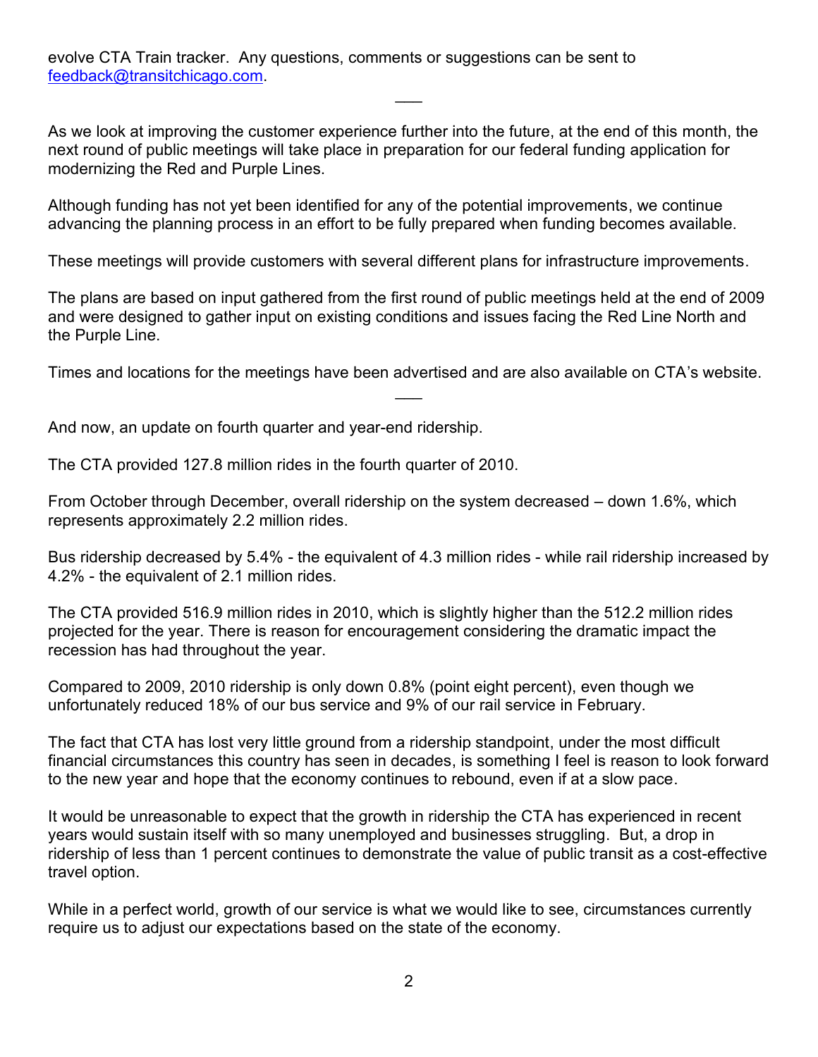evolve CTA Train tracker. Any questions, comments or suggestions can be sent to [feedback@transitchicago.com](mailto:feedback@transitchicago.com).

---

As we look at improving the customer experience further into the future, at the end of this month, the next round of public meetings will take place in preparation for our federal funding application for modernizing the Red and Purple Lines.

Although funding has not yet been identified for any of the potential improvements, we continue advancing the planning process in an effort to be fully prepared when funding becomes available.

These meetings will provide customers with several different plans for infrastructure improvements.

The plans are based on input gathered from the first round of public meetings held at the end of 2009 and were designed to gather input on existing conditions and issues facing the Red Line North and the Purple Line.

Times and locations for the meetings have been advertised and are also available on CTA's website.

---

And now, an update on fourth quarter and year-end ridership.

The CTA provided 127.8 million rides in the fourth quarter of 2010.

From October through December, overall ridership on the system decreased – down 1.6%, which represents approximately 2.2 million rides.

Bus ridership decreased by 5.4% - the equivalent of 4.3 million rides - while rail ridership increased by 4.2% - the equivalent of 2.1 million rides.

The CTA provided 516.9 million rides in 2010, which is slightly higher than the 512.2 million rides projected for the year. There is reason for encouragement considering the dramatic impact the recession has had throughout the year.

Compared to 2009, 2010 ridership is only down 0.8% (point eight percent), even though we unfortunately reduced 18% of our bus service and 9% of our rail service in February.

The fact that CTA has lost very little ground from a ridership standpoint, under the most difficult financial circumstances this country has seen in decades, is something I feel is reason to look forward to the new year and hope that the economy continues to rebound, even if at a slow pace.

It would be unreasonable to expect that the growth in ridership the CTA has experienced in recent years would sustain itself with so many unemployed and businesses struggling. But, a drop in ridership of less than 1 percent continues to demonstrate the value of public transit as a cost-effective travel option.

While in a perfect world, growth of our service is what we would like to see, circumstances currently require us to adjust our expectations based on the state of the economy.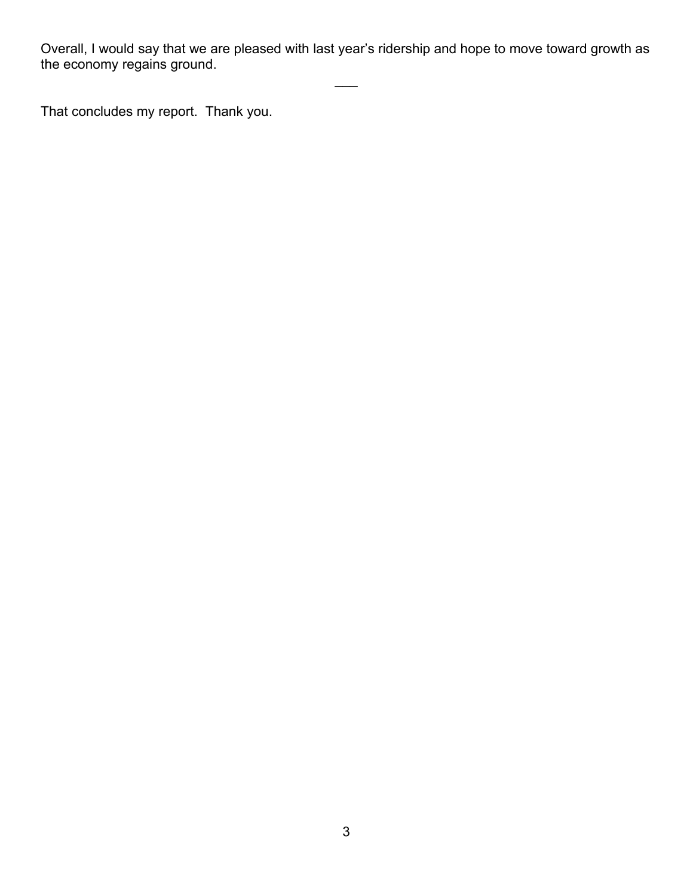Overall, I would say that we are pleased with last year's ridership and hope to move toward growth as the economy regains ground.

---

That concludes my report. Thank you.